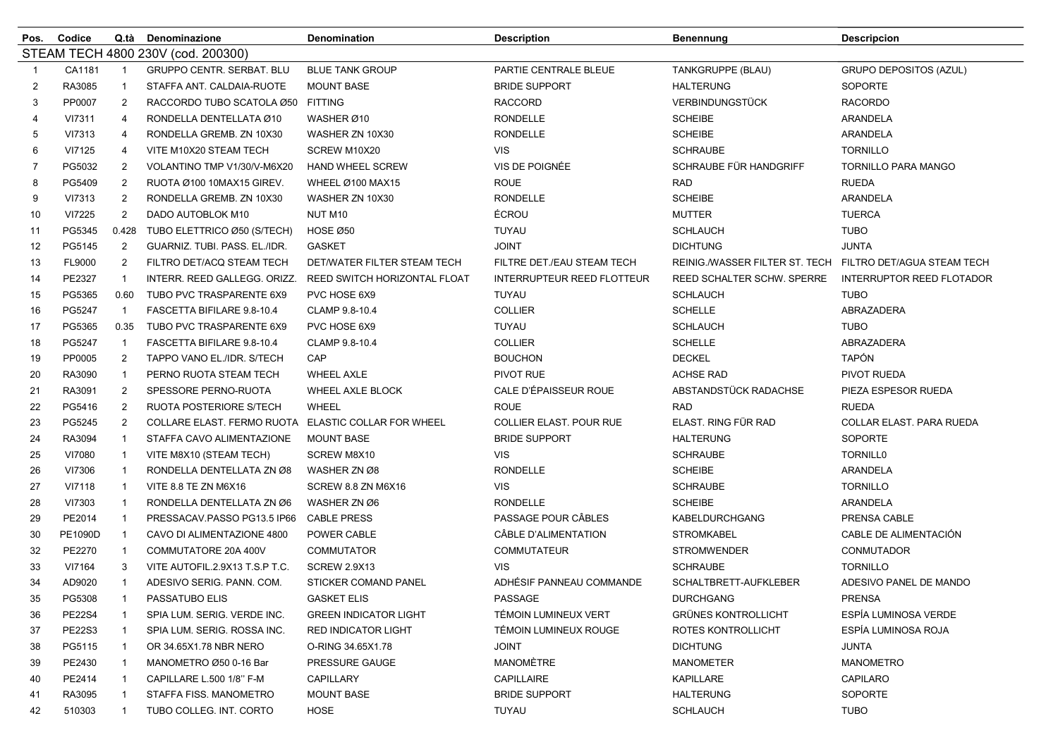| Pos. | Codice | Q.tà | Denominazione | Denomination | Description | Benennung | Descripcion |
|---|---|---|---|---|---|---|---|
| STEAM TECH 4800 230V (cod. 200300) | | | | | | | |
| 1 | CA1181 | 1 | GRUPPO CENTR. SERBAT. BLU | BLUE TANK GROUP | PARTIE CENTRALE BLEUE | TANKGRUPPE (BLAU) | GRUPO DEPOSITOS (AZUL) |
| 2 | RA3085 | 1 | STAFFA ANT. CALDAIA-RUOTE | MOUNT BASE | BRIDE SUPPORT | HALTERUNG | SOPORTE |
| 3 | PP0007 | 2 | RACCORDO TUBO SCATOLA Ø50 | FITTING | RACCORD | VERBINDUNGSTÜCK | RACORDO |
| 4 | VI7311 | 4 | RONDELLA DENTELLATA Ø10 | WASHER Ø10 | RONDELLE | SCHEIBE | ARANDELA |
| 5 | VI7313 | 4 | RONDELLA GREMB. ZN 10X30 | WASHER ZN 10X30 | RONDELLE | SCHEIBE | ARANDELA |
| 6 | VI7125 | 4 | VITE M10X20 STEAM TECH | SCREW M10X20 | VIS | SCHRAUBE | TORNILLO |
| 7 | PG5032 | 2 | VOLANTINO TMP V1/30/V-M6X20 | HAND WHEEL SCREW | VIS DE POIGNÉE | SCHRAUBE FÜR HANDGRIFF | TORNILLO PARA MANGO |
| 8 | PG5409 | 2 | RUOTA Ø100 10MAX15 GIREV. | WHEEL Ø100 MAX15 | ROUE | RAD | RUEDA |
| 9 | VI7313 | 2 | RONDELLA GREMB. ZN 10X30 | WASHER ZN 10X30 | RONDELLE | SCHEIBE | ARANDELA |
| 10 | VI7225 | 2 | DADO AUTOBLOK M10 | NUT M10 | ÉCROU | MUTTER | TUERCA |
| 11 | PG5345 | 0.428 | TUBO ELETTRICO Ø50 (S/TECH) | HOSE Ø50 | TUYAU | SCHLAUCH | TUBO |
| 12 | PG5145 | 2 | GUARNIZ. TUBI. PASS. EL./IDR. | GASKET | JOINT | DICHTUNG | JUNTA |
| 13 | FL9000 | 2 | FILTRO DET/ACQ STEAM TECH | DET/WATER FILTER STEAM TECH | FILTRE DET./EAU STEAM TECH | REINIG./WASSER FILTER ST. TECH | FILTRO DET/AGUA STEAM TECH |
| 14 | PE2327 | 1 | INTERR. REED GALLEGG. ORIZZ. | REED SWITCH HORIZONTAL FLOAT | INTERRUPTEUR REED FLOTTEUR | REED SCHALTER SCHW. SPERRE | INTERRUPTOR REED FLOTADOR |
| 15 | PG5365 | 0.60 | TUBO PVC TRASPARENTE 6X9 | PVC HOSE 6X9 | TUYAU | SCHLAUCH | TUBO |
| 16 | PG5247 | 1 | FASCETTA BIFILARE 9.8-10.4 | CLAMP 9.8-10.4 | COLLIER | SCHELLE | ABRAZADERA |
| 17 | PG5365 | 0.35 | TUBO PVC TRASPARENTE 6X9 | PVC HOSE 6X9 | TUYAU | SCHLAUCH | TUBO |
| 18 | PG5247 | 1 | FASCETTA BIFILARE 9.8-10.4 | CLAMP 9.8-10.4 | COLLIER | SCHELLE | ABRAZADERA |
| 19 | PP0005 | 2 | TAPPO VANO EL./IDR. S/TECH | CAP | BOUCHON | DECKEL | TAPÓN |
| 20 | RA3090 | 1 | PERNO RUOTA STEAM TECH | WHEEL AXLE | PIVOT RUE | ACHSE RAD | PIVOT RUEDA |
| 21 | RA3091 | 2 | SPESSORE PERNO-RUOTA | WHEEL AXLE BLOCK | CALE D'ÉPAISSEUR ROUE | ABSTANDSTÜCK RADACHSE | PIEZA ESPESOR RUEDA |
| 22 | PG5416 | 2 | RUOTA POSTERIORE S/TECH | WHEEL | ROUE | RAD | RUEDA |
| 23 | PG5245 | 2 | COLLARE ELAST. FERMO RUOTA | ELASTIC COLLAR FOR WHEEL | COLLIER ELAST. POUR RUE | ELAST. RING FÜR RAD | COLLAR ELAST. PARA RUEDA |
| 24 | RA3094 | 1 | STAFFA CAVO ALIMENTAZIONE | MOUNT BASE | BRIDE SUPPORT | HALTERUNG | SOPORTE |
| 25 | VI7080 | 1 | VITE M8X10 (STEAM TECH) | SCREW M8X10 | VIS | SCHRAUBE | TORNILL0 |
| 26 | VI7306 | 1 | RONDELLA DENTELLATA ZN Ø8 | WASHER ZN Ø8 | RONDELLE | SCHEIBE | ARANDELA |
| 27 | VI7118 | 1 | VITE 8.8 TE ZN M6X16 | SCREW 8.8 ZN M6X16 | VIS | SCHRAUBE | TORNILLO |
| 28 | VI7303 | 1 | RONDELLA DENTELLATA ZN Ø6 | WASHER ZN Ø6 | RONDELLE | SCHEIBE | ARANDELA |
| 29 | PE2014 | 1 | PRESSACAV.PASSO PG13.5 IP66 | CABLE PRESS | PASSAGE POUR CÂBLES | KABELDURCHGANG | PRENSA CABLE |
| 30 | PE1090D | 1 | CAVO DI ALIMENTAZIONE 4800 | POWER CABLE | CÂBLE D'ALIMENTATION | STROMKABEL | CABLE DE ALIMENTACIÓN |
| 32 | PE2270 | 1 | COMMUTATORE 20A 400V | COMMUTATOR | COMMUTATEUR | STROMWENDER | CONMUTADOR |
| 33 | VI7164 | 3 | VITE AUTOFIL.2.9X13 T.S.P T.C. | SCREW 2.9X13 | VIS | SCHRAUBE | TORNILLO |
| 34 | AD9020 | 1 | ADESIVO SERIG. PANN. COM. | STICKER COMAND PANEL | ADHÉSIF PANNEAU COMMANDE | SCHALTBRETT-AUFKLEBER | ADESIVO PANEL DE MANDO |
| 35 | PG5308 | 1 | PASSATUBO ELIS | GASKET ELIS | PASSAGE | DURCHGANG | PRENSA |
| 36 | PE22S4 | 1 | SPIA LUM. SERIG. VERDE INC. | GREEN INDICATOR LIGHT | TÉMOIN LUMINEUX VERT | GRÜNES KONTROLLICHT | ESPÍA LUMINOSA VERDE |
| 37 | PE22S3 | 1 | SPIA LUM. SERIG. ROSSA INC. | RED INDICATOR LIGHT | TÉMOIN LUMINEUX ROUGE | ROTES KONTROLLICHT | ESPÍA LUMINOSA ROJA |
| 38 | PG5115 | 1 | OR 34.65X1.78 NBR NERO | O-RING 34.65X1.78 | JOINT | DICHTUNG | JUNTA |
| 39 | PE2430 | 1 | MANOMETRO Ø50 0-16 Bar | PRESSURE GAUGE | MANOMÈTRE | MANOMETER | MANOMETRO |
| 40 | PE2414 | 1 | CAPILLARE L.500 1/8'' F-M | CAPILLARY | CAPILLAIRE | KAPILLARE | CAPILARO |
| 41 | RA3095 | 1 | STAFFA FISS. MANOMETRO | MOUNT BASE | BRIDE SUPPORT | HALTERUNG | SOPORTE |
| 42 | 510303 | 1 | TUBO COLLEG. INT. CORTO | HOSE | TUYAU | SCHLAUCH | TUBO |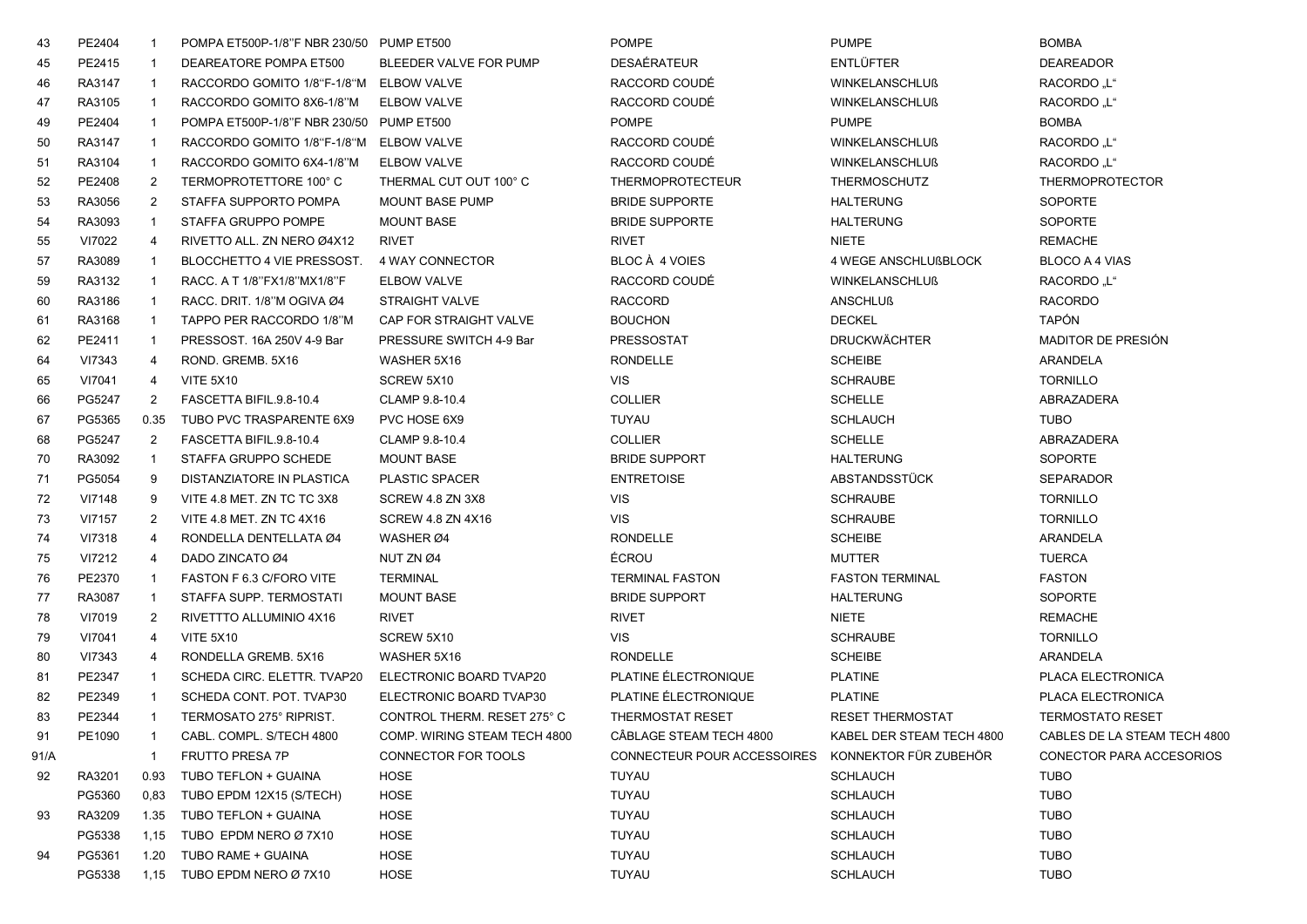| 43 | PE2404 | 1 | POMPA ET500P-1/8"F NBR 230/50 | PUMP ET500 | POMPE | PUMPE | BOMBA |
|---|---|---|---|---|---|---|---|
| 45 | PE2415 | 1 | DEAREATORE POMPA ET500 | BLEEDER VALVE FOR PUMP | DESAÉRATEUR | ENTLÜFTER | DEAREADOR |
| 46 | RA3147 | 1 | RACCORDO GOMITO 1/8"F-1/8"M | ELBOW VALVE | RACCORD COUDÉ | WINKELANSCHLUß | RACORDO „L“ |
| 47 | RA3105 | 1 | RACCORDO GOMITO 8X6-1/8"M | ELBOW VALVE | RACCORD COUDÉ | WINKELANSCHLUß | RACORDO „L“ |
| 49 | PE2404 | 1 | POMPA ET500P-1/8"F NBR 230/50 | PUMP ET500 | POMPE | PUMPE | BOMBA |
| 50 | RA3147 | 1 | RACCORDO GOMITO 1/8"F-1/8"M | ELBOW VALVE | RACCORD COUDÉ | WINKELANSCHLUß | RACORDO „L“ |
| 51 | RA3104 | 1 | RACCORDO GOMITO 6X4-1/8"M | ELBOW VALVE | RACCORD COUDÉ | WINKELANSCHLUß | RACORDO „L“ |
| 52 | PE2408 | 2 | TERMOPROTETTORE 100° C | THERMAL CUT OUT 100° C | THERMOPROTECTEUR | THERMOSCHUTZ | THERMOPROTECTOR |
| 53 | RA3056 | 2 | STAFFA SUPPORTO POMPA | MOUNT BASE PUMP | BRIDE SUPPORTE | HALTERUNG | SOPORTE |
| 54 | RA3093 | 1 | STAFFA GRUPPO POMPE | MOUNT BASE | BRIDE SUPPORTE | HALTERUNG | SOPORTE |
| 55 | VI7022 | 4 | RIVETTO ALL. ZN NERO Ø4X12 | RIVET | RIVET | NIETE | REMACHE |
| 57 | RA3089 | 1 | BLOCCHETTO 4 VIE PRESSOST. | 4 WAY CONNECTOR | BLOC À 4 VOIES | 4 WEGE ANSCHLUßBLOCK | BLOCO A 4 VIAS |
| 59 | RA3132 | 1 | RACC. A T 1/8"FX1/8"MX1/8"F | ELBOW VALVE | RACCORD COUDÉ | WINKELANSCHLUß | RACORDO „L“ |
| 60 | RA3186 | 1 | RACC. DRIT. 1/8"M OGIVA Ø4 | STRAIGHT VALVE | RACCORD | ANSCHLUß | RACORDO |
| 61 | RA3168 | 1 | TAPPO PER RACCORDO 1/8"M | CAP FOR STRAIGHT VALVE | BOUCHON | DECKEL | TAPÓN |
| 62 | PE2411 | 1 | PRESSOST. 16A 250V 4-9 Bar | PRESSURE SWITCH 4-9 Bar | PRESSOSTAT | DRUCKWÄCHTER | MADITOR DE PRESIÓN |
| 64 | VI7343 | 4 | ROND. GREMB. 5X16 | WASHER 5X16 | RONDELLE | SCHEIBE | ARANDELA |
| 65 | VI7041 | 4 | VITE 5X10 | SCREW 5X10 | VIS | SCHRAUBE | TORNILLO |
| 66 | PG5247 | 2 | FASCETTA BIFIL.9.8-10.4 | CLAMP 9.8-10.4 | COLLIER | SCHELLE | ABRAZADERA |
| 67 | PG5365 | 0.35 | TUBO PVC TRASPARENTE 6X9 | PVC HOSE 6X9 | TUYAU | SCHLAUCH | TUBO |
| 68 | PG5247 | 2 | FASCETTA BIFIL.9.8-10.4 | CLAMP 9.8-10.4 | COLLIER | SCHELLE | ABRAZADERA |
| 70 | RA3092 | 1 | STAFFA GRUPPO SCHEDE | MOUNT BASE | BRIDE SUPPORT | HALTERUNG | SOPORTE |
| 71 | PG5054 | 9 | DISTANZIATORE IN PLASTICA | PLASTIC SPACER | ENTRETOISE | ABSTANDSSTÜCK | SEPARADOR |
| 72 | VI7148 | 9 | VITE 4.8 MET. ZN TC TC 3X8 | SCREW 4.8 ZN 3X8 | VIS | SCHRAUBE | TORNILLO |
| 73 | VI7157 | 2 | VITE 4.8 MET. ZN TC 4X16 | SCREW 4.8 ZN 4X16 | VIS | SCHRAUBE | TORNILLO |
| 74 | VI7318 | 4 | RONDELLA DENTELLATA Ø4 | WASHER Ø4 | RONDELLE | SCHEIBE | ARANDELA |
| 75 | VI7212 | 4 | DADO ZINCATO Ø4 | NUT ZN Ø4 | ÉCROU | MUTTER | TUERCA |
| 76 | PE2370 | 1 | FASTON F 6.3 C/FORO VITE | TERMINAL | TERMINAL FASTON | FASTON TERMINAL | FASTON |
| 77 | RA3087 | 1 | STAFFA SUPP. TERMOSTATI | MOUNT BASE | BRIDE SUPPORT | HALTERUNG | SOPORTE |
| 78 | VI7019 | 2 | RIVETTO ALLUMINIO 4X16 | RIVET | RIVET | NIETE | REMACHE |
| 79 | VI7041 | 4 | VITE 5X10 | SCREW 5X10 | VIS | SCHRAUBE | TORNILLO |
| 80 | VI7343 | 4 | RONDELLA GREMB. 5X16 | WASHER 5X16 | RONDELLE | SCHEIBE | ARANDELA |
| 81 | PE2347 | 1 | SCHEDA CIRC. ELETTR. TVAP20 | ELECTRONIC BOARD TVAP20 | PLATINE ÉLECTRONIQUE | PLATINE | PLACA ELECTRONICA |
| 82 | PE2349 | 1 | SCHEDA CONT. POT. TVAP30 | ELECTRONIC BOARD TVAP30 | PLATINE ÉLECTRONIQUE | PLATINE | PLACA ELECTRONICA |
| 83 | PE2344 | 1 | TERMOSATO 275° RIPRIST. | CONTROL THERM. RESET 275° C | THERMOSTAT RESET | RESET THERMOSTAT | TERMOSTATO RESET |
| 91 | PE1090 | 1 | CABL. COMPL. S/TECH 4800 | COMP. WIRING STEAM TECH 4800 | CÂBLAGE STEAM TECH 4800 | KABEL DER STEAM TECH 4800 | CABLES DE LA STEAM TECH 4800 |
| 91/A | | 1 | FRUTTO PRESA 7P | CONNECTOR FOR TOOLS | CONNECTEUR POUR ACCESSOIRES | KONNEKTOR FÜR ZUBEHÖR | CONECTOR PARA ACCESORIOS |
| 92 | RA3201 | 0.93 | TUBO TEFLON + GUAINA | HOSE | TUYAU | SCHLAUCH | TUBO |
| | PG5360 | 0,83 | TUBO EPDM 12X15 (S/TECH) | HOSE | TUYAU | SCHLAUCH | TUBO |
| 93 | RA3209 | 1.35 | TUBO TEFLON + GUAINA | HOSE | TUYAU | SCHLAUCH | TUBO |
| | PG5338 | 1,15 | TUBO EPDM NERO Ø 7X10 | HOSE | TUYAU | SCHLAUCH | TUBO |
| 94 | PG5361 | 1.20 | TUBO RAME + GUAINA | HOSE | TUYAU | SCHLAUCH | TUBO |
| | PG5338 | 1,15 | TUBO EPDM NERO Ø 7X10 | HOSE | TUYAU | SCHLAUCH | TUBO |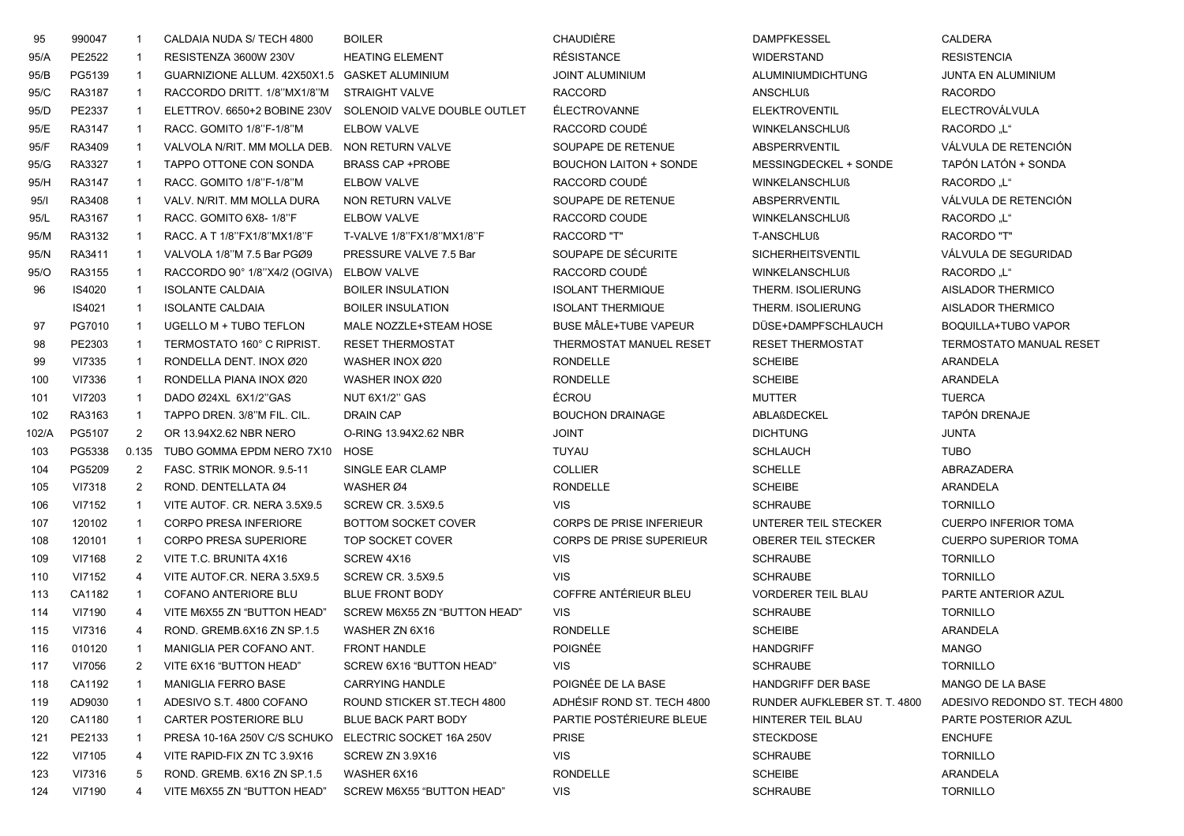| | | | | | | | |
|---|---|---|---|---|---|---|---|
| 95 | 990047 | 1 | CALDAIA NUDA S/ TECH 4800 | BOILER | CHAUDIÈRE | DAMPFKESSEL | CALDERA |
| 95/A | PE2522 | 1 | RESISTENZA 3600W 230V | HEATING ELEMENT | RÉSISTANCE | WIDERSTAND | RESISTENCIA |
| 95/B | PG5139 | 1 | GUARNIZIONE ALLUM. 42X50X1.5 | GASKET ALUMINIUM | JOINT ALUMINIUM | ALUMINIUMDICHTUNG | JUNTA EN ALUMINIUM |
| 95/C | RA3187 | 1 | RACCORDO DRITT. 1/8''MX1/8''M | STRAIGHT VALVE | RACCORD | ANSCHLUß | RACORDO |
| 95/D | PE2337 | 1 | ELETTROV. 6650+2 BOBINE 230V | SOLENOID VALVE DOUBLE OUTLET | ÉLECTROVANNE | ELEKTROVENTIL | ELECTROVÁLVULA |
| 95/E | RA3147 | 1 | RACC. GOMITO 1/8''F-1/8''M | ELBOW VALVE | RACCORD COUDÉ | WINKELANSCHLUß | RACORDO „L“ |
| 95/F | RA3409 | 1 | VALVOLA N/RIT. MM MOLLA DEB. | NON RETURN VALVE | SOUPAPE DE RETENUE | ABSPERRVENTIL | VÁLVULA DE RETENCIÓN |
| 95/G | RA3327 | 1 | TAPPO OTTONE CON SONDA | BRASS CAP +PROBE | BOUCHON LAITON + SONDE | MESSINGDECKEL + SONDE | TAPÓN LATÓN + SONDA |
| 95/H | RA3147 | 1 | RACC. GOMITO 1/8''F-1/8''M | ELBOW VALVE | RACCORD COUDÉ | WINKELANSCHLUß | RACORDO „L“ |
| 95/I | RA3408 | 1 | VALV. N/RIT. MM MOLLA DURA | NON RETURN VALVE | SOUPAPE DE RETENUE | ABSPERRVENTIL | VÁLVULA DE RETENCIÓN |
| 95/L | RA3167 | 1 | RACC. GOMITO 6X8- 1/8''F | ELBOW VALVE | RACCORD COUDE | WINKELANSCHLUß | RACORDO „L“ |
| 95/M | RA3132 | 1 | RACC. A T 1/8''FX1/8''MX1/8''F | T-VALVE 1/8''FX1/8''MX1/8''F | RACCORD "T" | T-ANSCHLUß | RACORDO "T" |
| 95/N | RA3411 | 1 | VALVOLA 1/8''M 7.5 Bar PGØ9 | PRESSURE VALVE 7.5 Bar | SOUPAPE DE SÉCURITE | SICHERHEITSVENTIL | VÁLVULA DE SEGURIDAD |
| 95/O | RA3155 | 1 | RACCORDO 90° 1/8''X4/2 (OGIVA) | ELBOW VALVE | RACCORD COUDÉ | WINKELANSCHLUß | RACORDO „L“ |
| 96 | IS4020 | 1 | ISOLANTE CALDAIA | BOILER INSULATION | ISOLANT THERMIQUE | THERM. ISOLIERUNG | AISLADOR THERMICO |
| | IS4021 | 1 | ISOLANTE CALDAIA | BOILER INSULATION | ISOLANT THERMIQUE | THERM. ISOLIERUNG | AISLADOR THERMICO |
| 97 | PG7010 | 1 | UGELLO M + TUBO TEFLON | MALE NOZZLE+STEAM HOSE | BUSE MÂLE+TUBE VAPEUR | DÜSE+DAMPFSCHLAUCH | BOQUILLA+TUBO VAPOR |
| 98 | PE2303 | 1 | TERMOSTATO 160° C RIPRIST. | RESET THERMOSTAT | THERMOSTAT MANUEL RESET | RESET THERMOSTAT | TERMOSTATO MANUAL RESET |
| 99 | VI7335 | 1 | RONDELLA DENT. INOX Ø20 | WASHER INOX Ø20 | RONDELLE | SCHEIBE | ARANDELA |
| 100 | VI7336 | 1 | RONDELLA PIANA INOX Ø20 | WASHER INOX Ø20 | RONDELLE | SCHEIBE | ARANDELA |
| 101 | VI7203 | 1 | DADO Ø24XL 6X1/2''GAS | NUT 6X1/2'' GAS | ÉCROU | MUTTER | TUERCA |
| 102 | RA3163 | 1 | TAPPO DREN. 3/8''M FIL. CIL. | DRAIN CAP | BOUCHON DRAINAGE | ABLAßDECKEL | TAPÓN DRENAJE |
| 102/A | PG5107 | 2 | OR 13.94X2.62 NBR NERO | O-RING 13.94X2.62 NBR | JOINT | DICHTUNG | JUNTA |
| 103 | PG5338 | 0.135 | TUBO GOMMA EPDM NERO 7X10 | HOSE | TUYAU | SCHLAUCH | TUBO |
| 104 | PG5209 | 2 | FASC. STRIK MONOR. 9.5-11 | SINGLE EAR CLAMP | COLLIER | SCHELLE | ABRAZADERA |
| 105 | VI7318 | 2 | ROND. DENTELLATA Ø4 | WASHER Ø4 | RONDELLE | SCHEIBE | ARANDELA |
| 106 | VI7152 | 1 | VITE AUTOF. CR. NERA 3.5X9.5 | SCREW CR. 3.5X9.5 | VIS | SCHRAUBE | TORNILLO |
| 107 | 120102 | 1 | CORPO PRESA INFERIORE | BOTTOM SOCKET COVER | CORPS DE PRISE INFERIEUR | UNTERER TEIL STECKER | CUERPO INFERIOR TOMA |
| 108 | 120101 | 1 | CORPO PRESA SUPERIORE | TOP SOCKET COVER | CORPS DE PRISE SUPERIEUR | OBERER TEIL STECKER | CUERPO SUPERIOR TOMA |
| 109 | VI7168 | 2 | VITE T.C. BRUNITA 4X16 | SCREW 4X16 | VIS | SCHRAUBE | TORNILLO |
| 110 | VI7152 | 4 | VITE AUTOF.CR. NERA 3.5X9.5 | SCREW CR. 3.5X9.5 | VIS | SCHRAUBE | TORNILLO |
| 113 | CA1182 | 1 | COFANO ANTERIORE BLU | BLUE FRONT BODY | COFFRE ANTÉRIEUR BLEU | VORDERER TEIL BLAU | PARTE ANTERIOR AZUL |
| 114 | VI7190 | 4 | VITE M6X55 ZN "BUTTON HEAD" | SCREW M6X55 ZN "BUTTON HEAD" | VIS | SCHRAUBE | TORNILLO |
| 115 | VI7316 | 4 | ROND. GREMB.6X16 ZN SP.1.5 | WASHER ZN 6X16 | RONDELLE | SCHEIBE | ARANDELA |
| 116 | 010120 | 1 | MANIGLIA PER COFANO ANT. | FRONT HANDLE | POIGNÉE | HANDGRIFF | MANGO |
| 117 | VI7056 | 2 | VITE 6X16 "BUTTON HEAD" | SCREW 6X16 "BUTTON HEAD" | VIS | SCHRAUBE | TORNILLO |
| 118 | CA1192 | 1 | MANIGLIA FERRO BASE | CARRYING HANDLE | POIGNÉE DE LA BASE | HANDGRIFF DER BASE | MANGO DE LA BASE |
| 119 | AD9030 | 1 | ADESIVO S.T. 4800 COFANO | ROUND STICKER ST.TECH 4800 | ADHÉSIF ROND ST. TECH 4800 | RUNDER AUFKLEBER ST. T. 4800 | ADESIVO REDONDO ST. TECH 4800 |
| 120 | CA1180 | 1 | CARTER POSTERIORE BLU | BLUE BACK PART BODY | PARTIE POSTÉRIEURE BLEUE | HINTERER TEIL BLAU | PARTE POSTERIOR AZUL |
| 121 | PE2133 | 1 | PRESA 10-16A 250V C/S SCHUKO | ELECTRIC SOCKET 16A 250V | PRISE | STECKDOSE | ENCHUFE |
| 122 | VI7105 | 4 | VITE RAPID-FIX ZN TC 3.9X16 | SCREW ZN 3.9X16 | VIS | SCHRAUBE | TORNILLO |
| 123 | VI7316 | 5 | ROND. GREMB. 6X16 ZN SP.1.5 | WASHER 6X16 | RONDELLE | SCHEIBE | ARANDELA |
| 124 | VI7190 | 4 | VITE M6X55 ZN "BUTTON HEAD" | SCREW M6X55 "BUTTON HEAD" | VIS | SCHRAUBE | TORNILLO |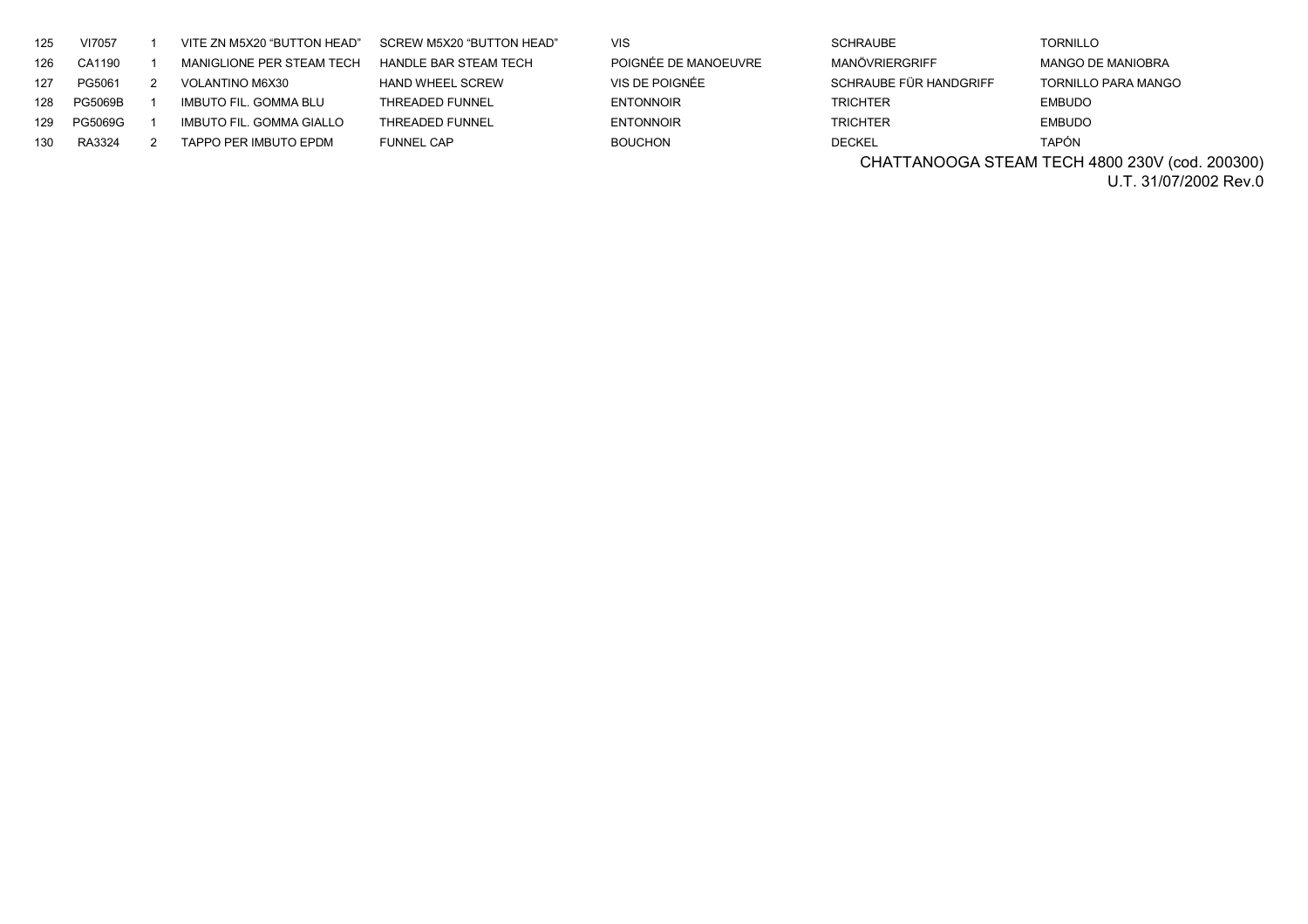| 125 | VI7057 | 1 | VITE ZN M5X20 “BUTTON HEAD” | SCREW M5X20 “BUTTON HEAD” | VIS | SCHRAUBE | TORNILLO |
|---|---|---|---|---|---|---|---|
| 126 | CA1190 | 1 | MANIGLIONE PER STEAM TECH | HANDLE BAR STEAM TECH | POIGNÉE DE MANOEUVRE | MANÖVRIERGRIFF | MANGO DE MANIOBRA |
| 127 | PG5061 | 2 | VOLANTINO M6X30 | HAND WHEEL SCREW | VIS DE POIGNÉE | SCHRAUBE FÜR HANDGRIFF | TORNILLO PARA MANGO |
| 128 | PG5069B | 1 | IMBUTO FIL. GOMMA BLU | THREADED FUNNEL | ENTONNOIR | TRICHTER | EMBUDO |
| 129 | PG5069G | 1 | IMBUTO FIL. GOMMA GIALLO | THREADED FUNNEL | ENTONNOIR | TRICHTER | EMBUDO |
| 130 | RA3324 | 2 | TAPPO PER IMBUTO EPDM | FUNNEL CAP | BOUCHON | DECKEL | TAPÓN |

CHATTANOOGA STEAM TECH 4800 230V (cod. 200300)
U.T. 31/07/2002 Rev.0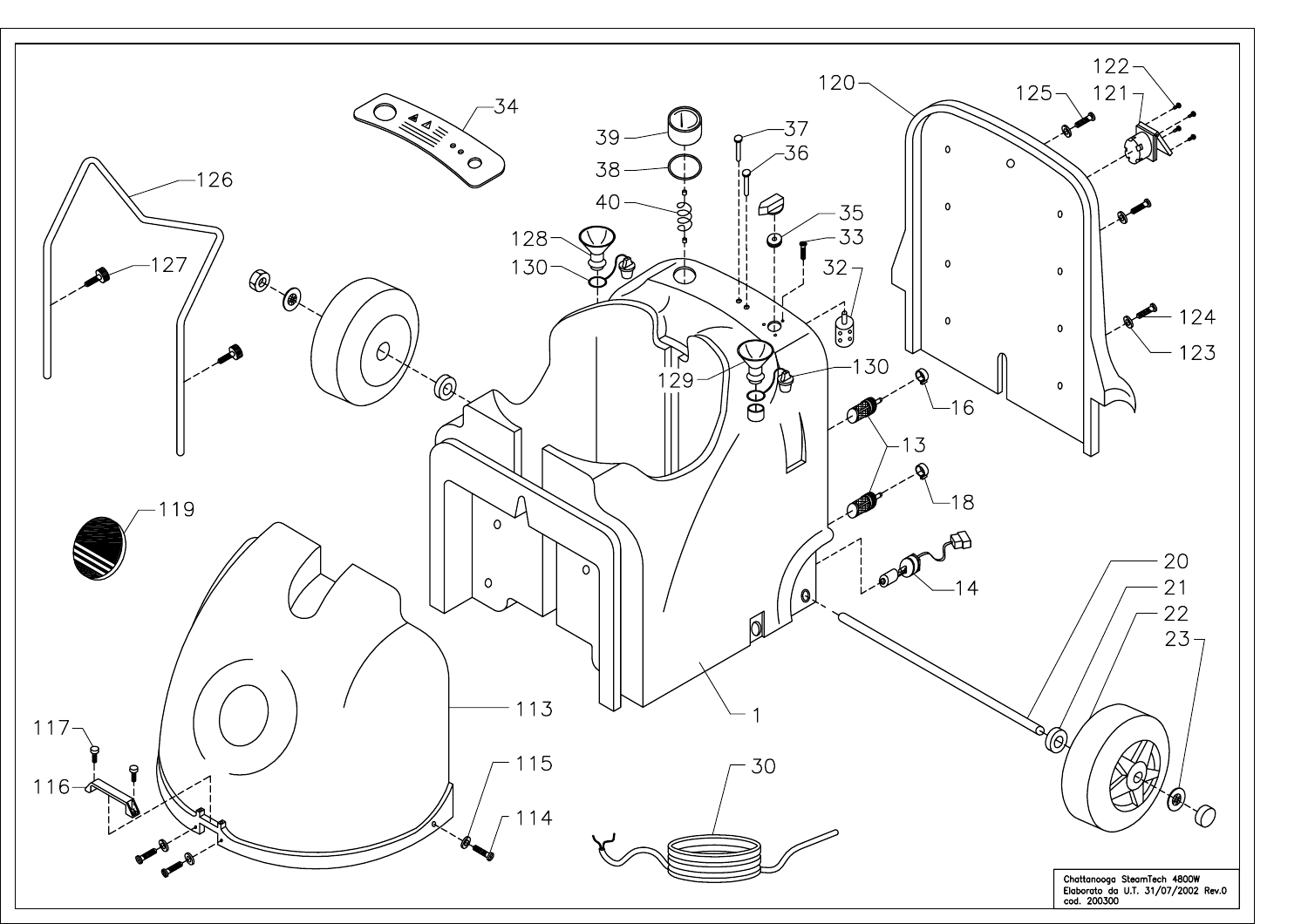Chattanooga SteamTech 4800W
Elaborato da U.T. 31/07/2002 Rev.0
cod. 200300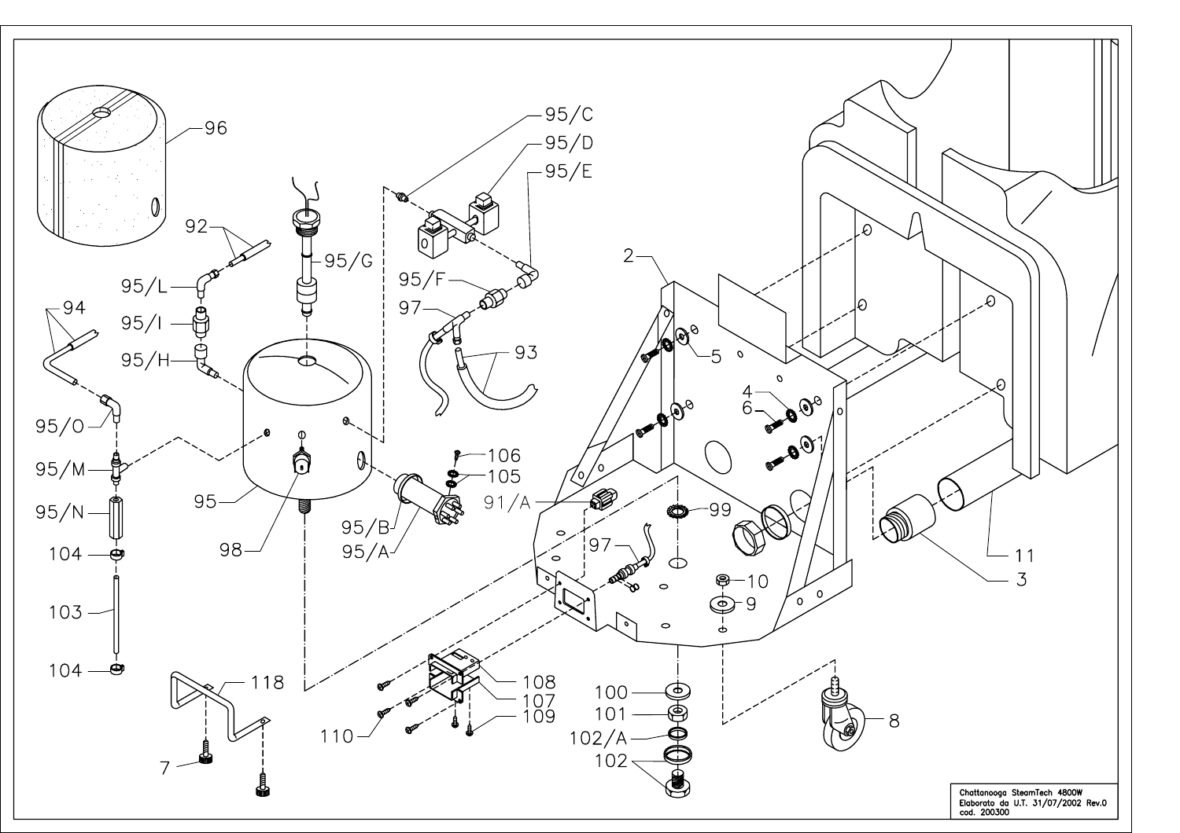Chattanooga SteamTech 4800W
Elaborato da U.T. 31/07/2002 Rev.0
cod. 200300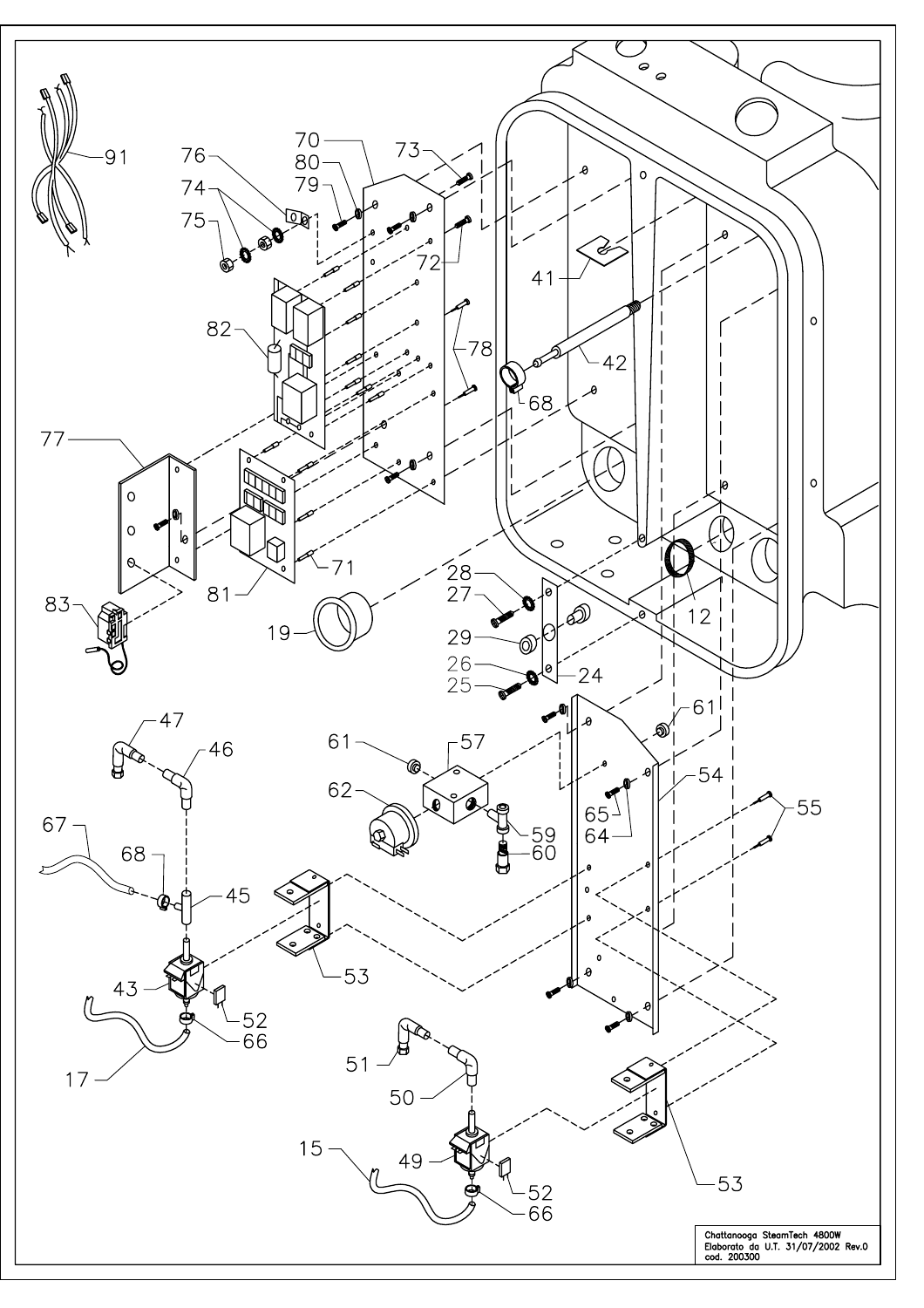Chattanooga SteamTech 4800W
Elaborato da U.T. 31/07/2002 Rev.0
cod. 200300